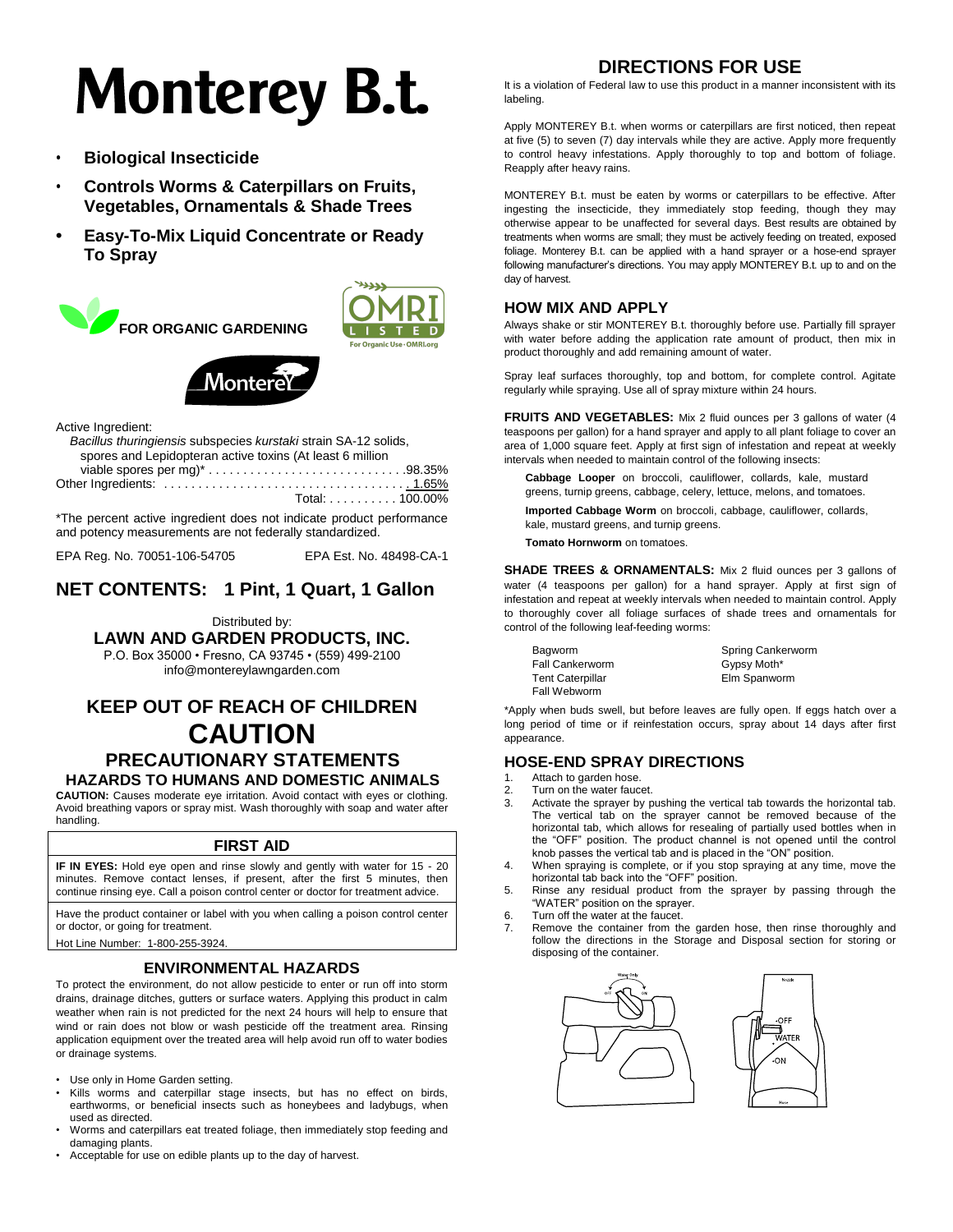# Monterey B.t.

- **Biological Insecticide**
- **Controls Worms & Caterpillars on Fruits, Vegetables, Ornamentals & Shade Trees**
- **Easy-To-Mix Liquid Concentrate or Ready To Spray**

**FOR ORGANIC GARDENING**

OMRI LISTED
For Organic Use • OMRI.org

Monterey

Active Ingredient:
*Bacillus thuringiensis* subspecies *kurstaki* strain SA-12 solids, spores and Lepidopteran active toxins (At least 6 million viable spores per mg)* . . . . . . . . . . . . . . . . . . . . . . . . . . . . .98.35%
Other Ingredients: . . . . . . . . . . . . . . . . . . . . . . . . . . . . . . . . . . . 1.65%
Total: . . . . . . . . . . 100.00%

*The percent active ingredient does not indicate product performance and potency measurements are not federally standardized.

EPA Reg. No. 70051-106-54705 EPA Est. No. 48498-CA-1

## NET CONTENTS: 1 Pint, 1 Quart, 1 Gallon

Distributed by:
**LAWN AND GARDEN PRODUCTS, INC.**
P.O. Box 35000 • Fresno, CA 93745 • (559) 499-2100
info@montereylawngarden.com

## KEEP OUT OF REACH OF CHILDREN

## CAUTION

## PRECAUTIONARY STATEMENTS

### HAZARDS TO HUMANS AND DOMESTIC ANIMALS

**CAUTION:** Causes moderate eye irritation. Avoid contact with eyes or clothing. Avoid breathing vapors or spray mist. Wash thoroughly with soap and water after handling.

### FIRST AID

**IF IN EYES:** Hold eye open and rinse slowly and gently with water for 15 - 20 minutes. Remove contact lenses, if present, after the first 5 minutes, then continue rinsing eye. Call a poison control center or doctor for treatment advice.

Have the product container or label with you when calling a poison control center or doctor, or going for treatment.

Hot Line Number: 1-800-255-3924.

### ENVIRONMENTAL HAZARDS

To protect the environment, do not allow pesticide to enter or run off into storm drains, drainage ditches, gutters or surface waters. Applying this product in calm weather when rain is not predicted for the next 24 hours will help to ensure that wind or rain does not blow or wash pesticide off the treatment area. Rinsing application equipment over the treated area will help avoid run off to water bodies or drainage systems.

- Use only in Home Garden setting.
- Kills worms and caterpillar stage insects, but has no effect on birds, earthworms, or beneficial insects such as honeybees and ladybugs, when used as directed.
- Worms and caterpillars eat treated foliage, then immediately stop feeding and damaging plants.
- Acceptable for use on edible plants up to the day of harvest.

## DIRECTIONS FOR USE

It is a violation of Federal law to use this product in a manner inconsistent with its labeling.

Apply MONTEREY B.t. when worms or caterpillars are first noticed, then repeat at five (5) to seven (7) day intervals while they are active. Apply more frequently to control heavy infestations. Apply thoroughly to top and bottom of foliage. Reapply after heavy rains.

MONTEREY B.t. must be eaten by worms or caterpillars to be effective. After ingesting the insecticide, they immediately stop feeding, though they may otherwise appear to be unaffected for several days. Best results are obtained by treatments when worms are small; they must be actively feeding on treated, exposed foliage. Monterey B.t. can be applied with a hand sprayer or a hose-end sprayer following manufacturer's directions. You may apply MONTEREY B.t. up to and on the day of harvest.

### HOW MIX AND APPLY

Always shake or stir MONTEREY B.t. thoroughly before use. Partially fill sprayer with water before adding the application rate amount of product, then mix in product thoroughly and add remaining amount of water.

Spray leaf surfaces thoroughly, top and bottom, for complete control. Agitate regularly while spraying. Use all of spray mixture within 24 hours.

**FRUITS AND VEGETABLES:** Mix 2 fluid ounces per 3 gallons of water (4 teaspoons per gallon) for a hand sprayer and apply to all plant foliage to cover an area of 1,000 square feet. Apply at first sign of infestation and repeat at weekly intervals when needed to maintain control of the following insects:

**Cabbage Looper** on broccoli, cauliflower, collards, kale, mustard greens, turnip greens, cabbage, celery, lettuce, melons, and tomatoes.

**Imported Cabbage Worm** on broccoli, cabbage, cauliflower, collards, kale, mustard greens, and turnip greens.

**Tomato Hornworm** on tomatoes.

**SHADE TREES & ORNAMENTALS:** Mix 2 fluid ounces per 3 gallons of water (4 teaspoons per gallon) for a hand sprayer. Apply at first sign of infestation and repeat at weekly intervals when needed to maintain control. Apply to thoroughly cover all foliage surfaces of shade trees and ornamentals for control of the following leaf-feeding worms:

- Bagworm
- Fall Cankerworm
- Tent Caterpillar
- Fall Webworm
- Spring Cankerworm
- Gypsy Moth*
- Elm Spanworm

*Apply when buds swell, but before leaves are fully open. If eggs hatch over a long period of time or if reinfestation occurs, spray about 14 days after first appearance.

### HOSE-END SPRAY DIRECTIONS

1. Attach to garden hose.
2. Turn on the water faucet.
3. Activate the sprayer by pushing the vertical tab towards the horizontal tab. The vertical tab on the sprayer cannot be removed because of the horizontal tab, which allows for resealing of partially used bottles when in the "OFF" position. The product channel is not opened until the control knob passes the vertical tab and is placed in the "ON" position.
4. When spraying is complete, or if you stop spraying at any time, move the horizontal tab back into the "OFF" position.
5. Rinse any residual product from the sprayer by passing through the "WATER" position on the sprayer.
6. Turn off the water at the faucet.
7. Remove the container from the garden hose, then rinse thoroughly and follow the directions in the Storage and Disposal section for storing or disposing of the container.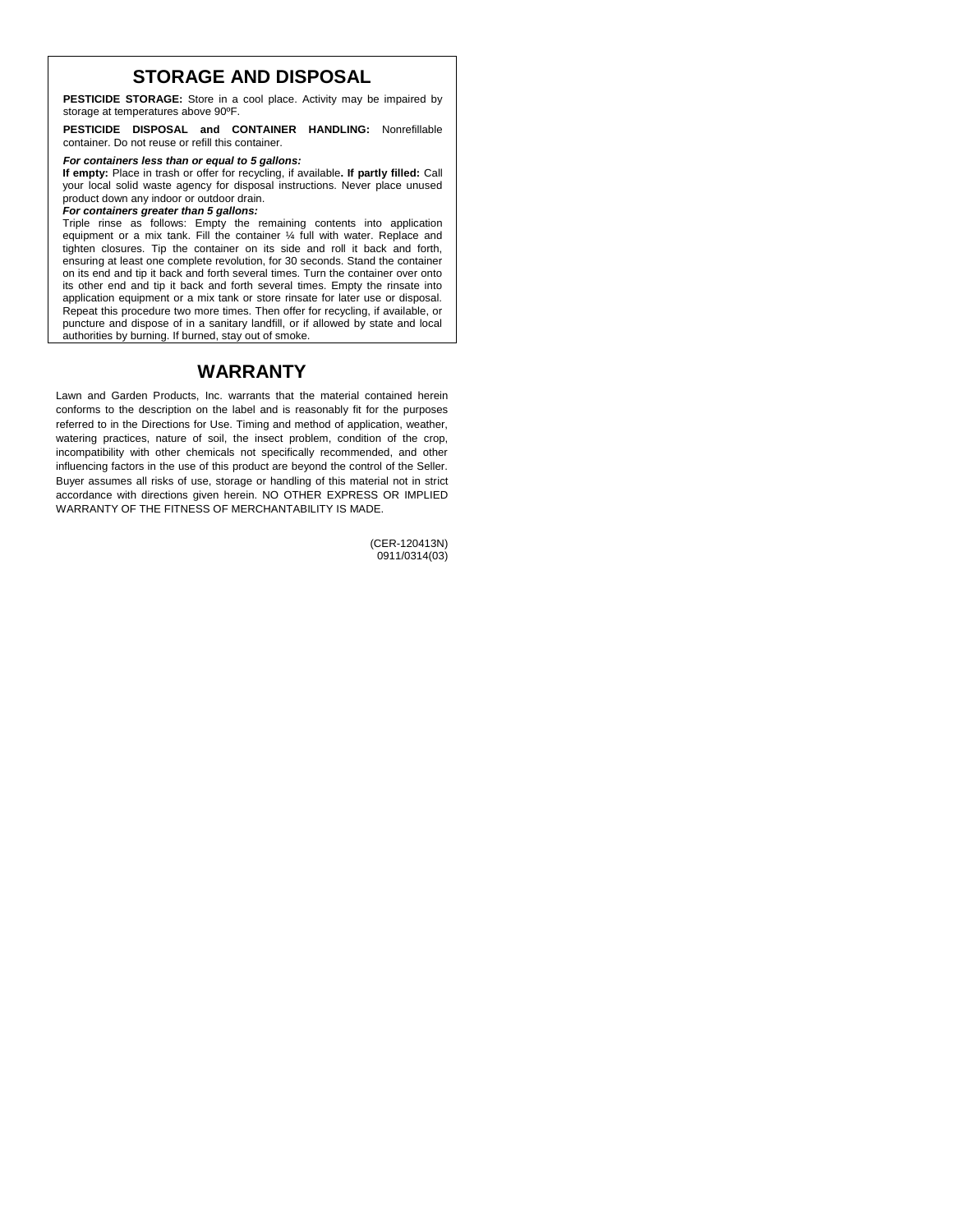## STORAGE AND DISPOSAL

**PESTICIDE STORAGE:** Store in a cool place. Activity may be impaired by storage at temperatures above 90ºF.

**PESTICIDE DISPOSAL and CONTAINER HANDLING:** Nonrefillable container. Do not reuse or refill this container.

***For containers less than or equal to 5 gallons:***
**If empty:** Place in trash or offer for recycling, if available**. If partly filled:** Call your local solid waste agency for disposal instructions. Never place unused product down any indoor or outdoor drain.
***For containers greater than 5 gallons:***
Triple rinse as follows: Empty the remaining contents into application equipment or a mix tank. Fill the container ¼ full with water. Replace and tighten closures. Tip the container on its side and roll it back and forth, ensuring at least one complete revolution, for 30 seconds. Stand the container on its end and tip it back and forth several times. Turn the container over onto its other end and tip it back and forth several times. Empty the rinsate into application equipment or a mix tank or store rinsate for later use or disposal. Repeat this procedure two more times. Then offer for recycling, if available, or puncture and dispose of in a sanitary landfill, or if allowed by state and local authorities by burning. If burned, stay out of smoke.

## WARRANTY

Lawn and Garden Products, Inc. warrants that the material contained herein conforms to the description on the label and is reasonably fit for the purposes referred to in the Directions for Use. Timing and method of application, weather, watering practices, nature of soil, the insect problem, condition of the crop, incompatibility with other chemicals not specifically recommended, and other influencing factors in the use of this product are beyond the control of the Seller. Buyer assumes all risks of use, storage or handling of this material not in strict accordance with directions given herein. NO OTHER EXPRESS OR IMPLIED WARRANTY OF THE FITNESS OF MERCHANTABILITY IS MADE.

(CER-120413N)
0911/0314(03)